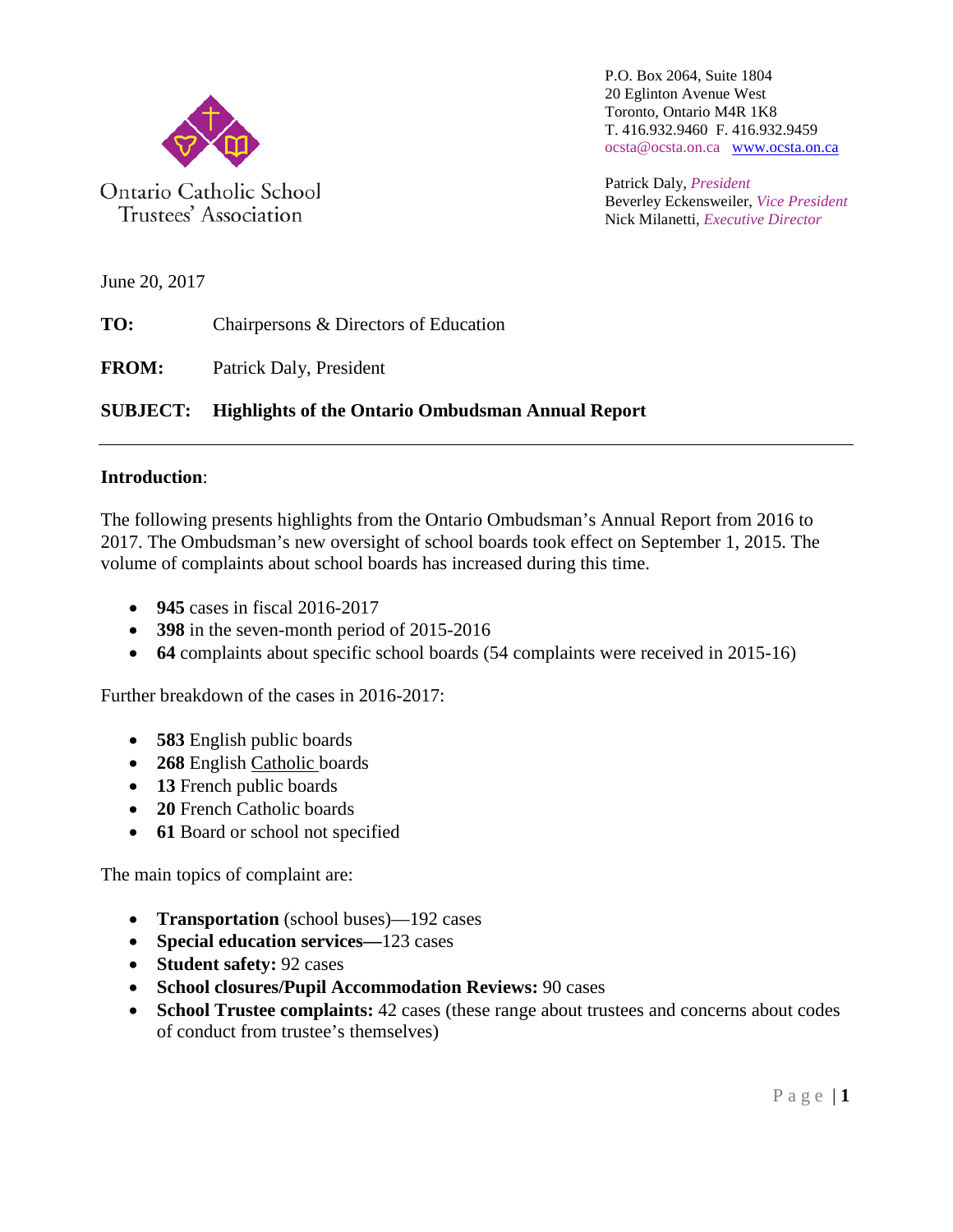Ontario Catholic School Trustees' Association

P.O. Box 2064, Suite 1804
20 Eglinton Avenue West
Toronto, Ontario M4R 1K8
T. 416.932.9460 F. 416.932.9459
ocsta@ocsta.on.ca www.ocsta.on.ca

Patrick Daly, *President*
Beverley Eckensweiler, *Vice President*
Nick Milanetti, *Executive Director*

June 20, 2017

**TO:** Chairpersons & Directors of Education

**FROM:** Patrick Daly, President

**SUBJECT:** **Highlights of the Ontario Ombudsman Annual Report**

---

**Introduction**:

The following presents highlights from the Ontario Ombudsman's Annual Report from 2016 to 2017. The Ombudsman's new oversight of school boards took effect on September 1, 2015. The volume of complaints about school boards has increased during this time.

- **945** cases in fiscal 2016-2017
- **398** in the seven-month period of 2015-2016
- **64** complaints about specific school boards (54 complaints were received in 2015-16)

Further breakdown of the cases in 2016-2017:

- **583** English public boards
- **268** English Catholic boards
- **13** French public boards
- **20** French Catholic boards
- **61** Board or school not specified

The main topics of complaint are:

- **Transportation** (school buses)—192 cases
- **Special education services—**123 cases
- **Student safety:** 92 cases
- **School closures/Pupil Accommodation Reviews:** 90 cases
- **School Trustee complaints:** 42 cases (these range about trustees and concerns about codes of conduct from trustee's themselves)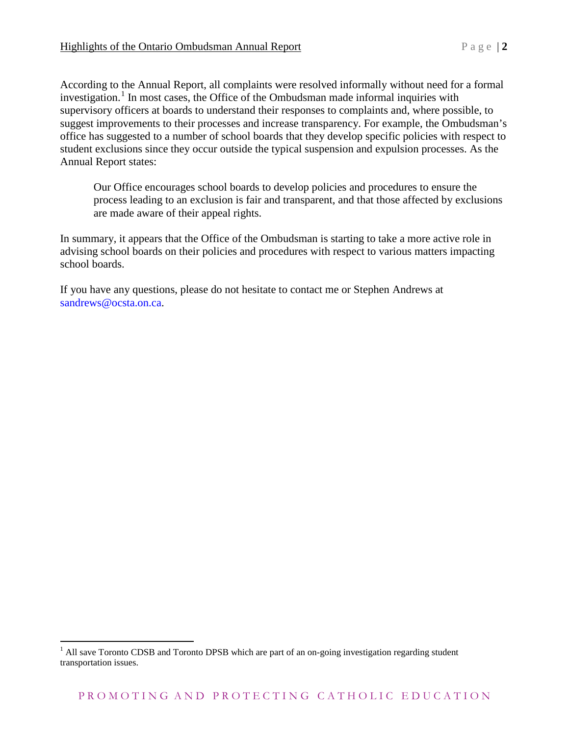According to the Annual Report, all complaints were resolved informally without need for a formal investigation.[1] In most cases, the Office of the Ombudsman made informal inquiries with supervisory officers at boards to understand their responses to complaints and, where possible, to suggest improvements to their processes and increase transparency. For example, the Ombudsman's office has suggested to a number of school boards that they develop specific policies with respect to student exclusions since they occur outside the typical suspension and expulsion processes. As the Annual Report states:

> Our Office encourages school boards to develop policies and procedures to ensure the process leading to an exclusion is fair and transparent, and that those affected by exclusions are made aware of their appeal rights.

In summary, it appears that the Office of the Ombudsman is starting to take a more active role in advising school boards on their policies and procedures with respect to various matters impacting school boards.

If you have any questions, please do not hesitate to contact me or Stephen Andrews at sandrews@ocsta.on.ca.

---

[1] All save Toronto CDSB and Toronto DPSB which are part of an on-going investigation regarding student transportation issues.

PROMOTING AND PROTECTING CATHOLIC EDUCATION